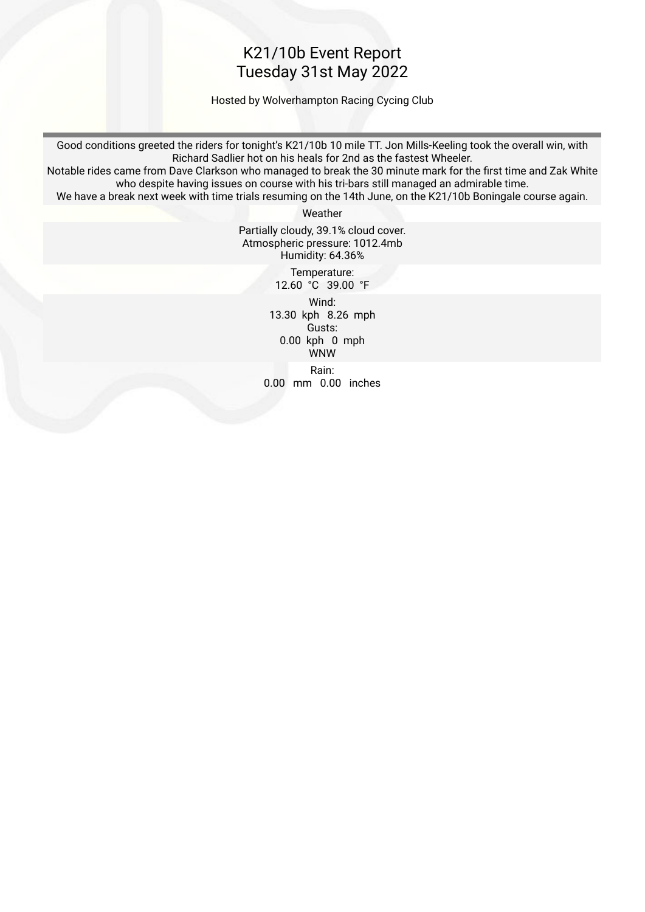# K21/10b Event Report
# Tuesday 31st May 2022

Hosted by Wolverhampton Racing Cycing Club

Good conditions greeted the riders for tonight's K21/10b 10 mile TT. Jon Mills-Keeling took the overall win, with Richard Sadlier hot on his heals for 2nd as the fastest Wheeler.
Notable rides came from Dave Clarkson who managed to break the 30 minute mark for the first time and Zak White who despite having issues on course with his tri-bars still managed an admirable time.
We have a break next week with time trials resuming on the 14th June, on the K21/10b Boningale course again.

Weather

Partially cloudy, 39.1% cloud cover.
Atmospheric pressure: 1012.4mb
Humidity: 64.36%

Temperature:
12.60 °C 39.00 °F

Wind:
13.30 kph 8.26 mph
Gusts:
0.00 kph 0 mph
WNW

Rain:
0.00 mm 0.00 inches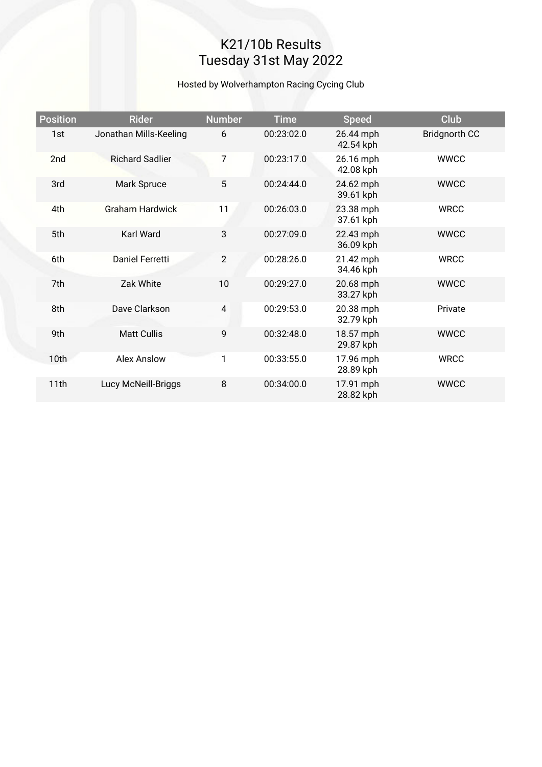# K21/10b Results
# Tuesday 31st May 2022

Hosted by Wolverhampton Racing Cycing Club

| Position | Rider | Number | Time | Speed | Club |
|---|---|---|---|---|---|
| 1st | Jonathan Mills-Keeling | 6 | 00:23:02.0 | 26.44 mph 42.54 kph | Bridgnorth CC |
| 2nd | Richard Sadlier | 7 | 00:23:17.0 | 26.16 mph 42.08 kph | WWCC |
| 3rd | Mark Spruce | 5 | 00:24:44.0 | 24.62 mph 39.61 kph | WWCC |
| 4th | Graham Hardwick | 11 | 00:26:03.0 | 23.38 mph 37.61 kph | WRCC |
| 5th | Karl Ward | 3 | 00:27:09.0 | 22.43 mph 36.09 kph | WWCC |
| 6th | Daniel Ferretti | 2 | 00:28:26.0 | 21.42 mph 34.46 kph | WRCC |
| 7th | Zak White | 10 | 00:29:27.0 | 20.68 mph 33.27 kph | WWCC |
| 8th | Dave Clarkson | 4 | 00:29:53.0 | 20.38 mph 32.79 kph | Private |
| 9th | Matt Cullis | 9 | 00:32:48.0 | 18.57 mph 29.87 kph | WWCC |
| 10th | Alex Anslow | 1 | 00:33:55.0 | 17.96 mph 28.89 kph | WRCC |
| 11th | Lucy McNeill-Briggs | 8 | 00:34:00.0 | 17.91 mph 28.82 kph | WWCC |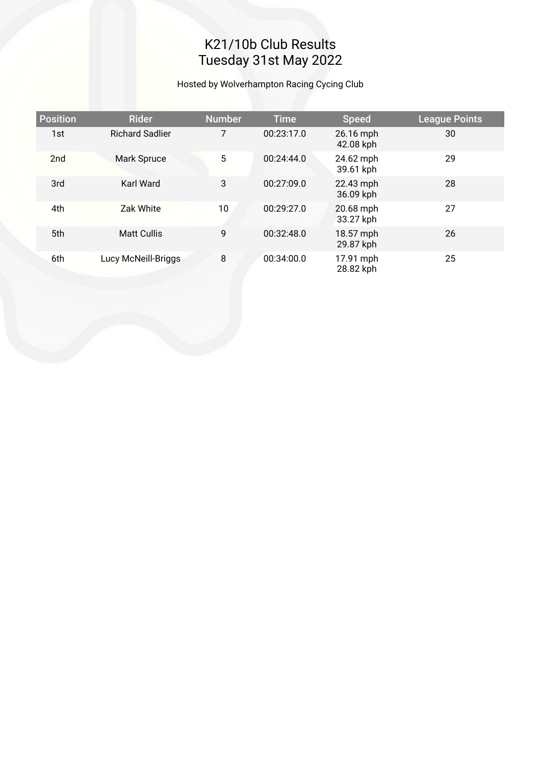# K21/10b Club Results
# Tuesday 31st May 2022

Hosted by Wolverhampton Racing Cycing Club

| Position | Rider | Number | Time | Speed | League Points |
|---|---|---|---|---|---|
| 1st | Richard Sadlier | 7 | 00:23:17.0 | 26.16 mph 42.08 kph | 30 |
| 2nd | Mark Spruce | 5 | 00:24:44.0 | 24.62 mph 39.61 kph | 29 |
| 3rd | Karl Ward | 3 | 00:27:09.0 | 22.43 mph 36.09 kph | 28 |
| 4th | Zak White | 10 | 00:29:27.0 | 20.68 mph 33.27 kph | 27 |
| 5th | Matt Cullis | 9 | 00:32:48.0 | 18.57 mph 29.87 kph | 26 |
| 6th | Lucy McNeill-Briggs | 8 | 00:34:00.0 | 17.91 mph 28.82 kph | 25 |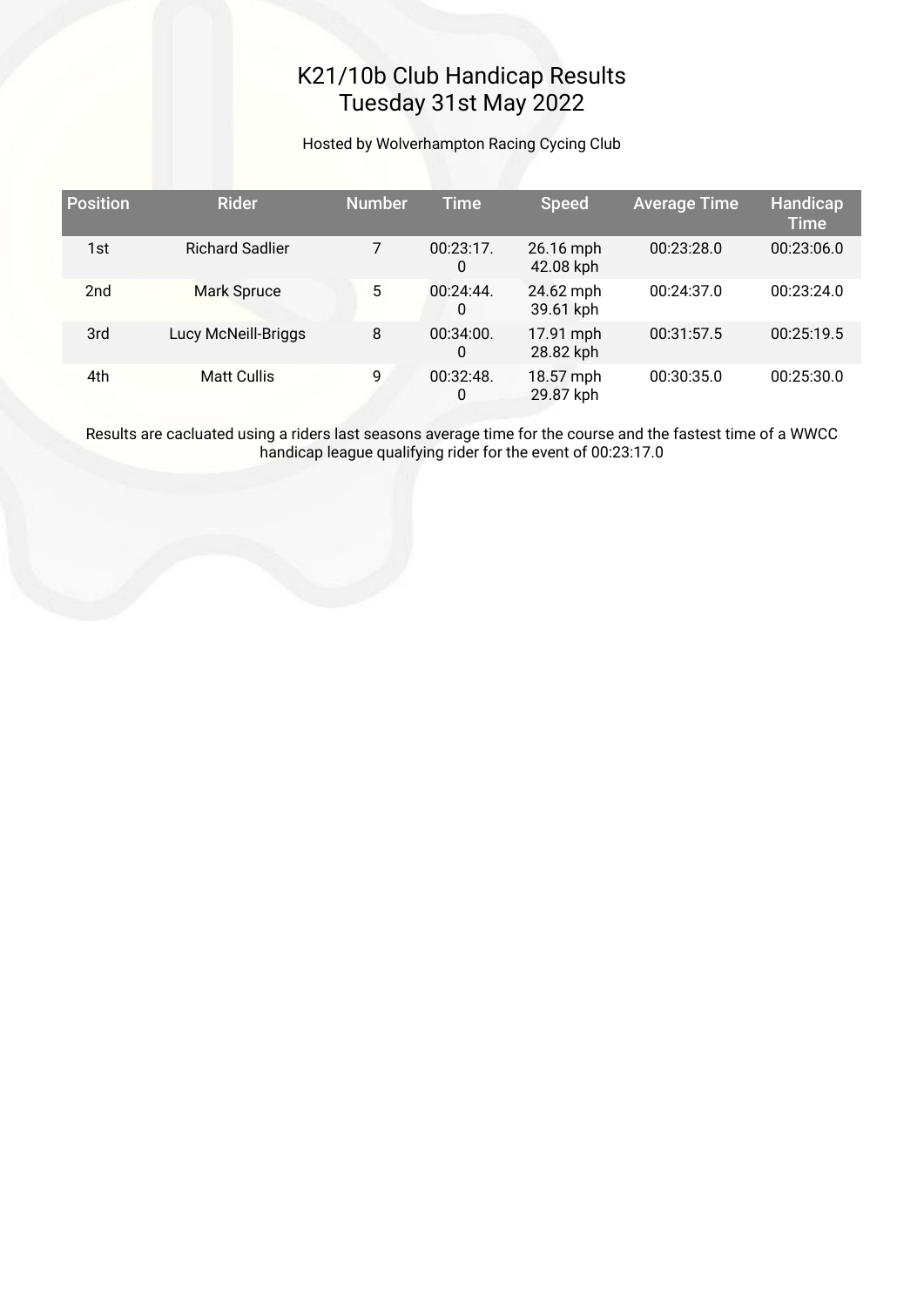# K21/10b Club Handicap Results
## Tuesday 31st May 2022

Hosted by Wolverhampton Racing Cycing Club

| Position | Rider | Number | Time | Speed | Average Time | Handicap Time |
|---|---|---|---|---|---|---|
| 1st | Richard Sadlier | 7 | 00:23:17.0 | 26.16 mph 42.08 kph | 00:23:28.0 | 00:23:06.0 |
| 2nd | Mark Spruce | 5 | 00:24:44.0 | 24.62 mph 39.61 kph | 00:24:37.0 | 00:23:24.0 |
| 3rd | Lucy McNeill-Briggs | 8 | 00:34:00.0 | 17.91 mph 28.82 kph | 00:31:57.5 | 00:25:19.5 |
| 4th | Matt Cullis | 9 | 00:32:48.0 | 18.57 mph 29.87 kph | 00:30:35.0 | 00:25:30.0 |

Results are cacluated using a riders last seasons average time for the course and the fastest time of a WWCC handicap league qualifying rider for the event of 00:23:17.0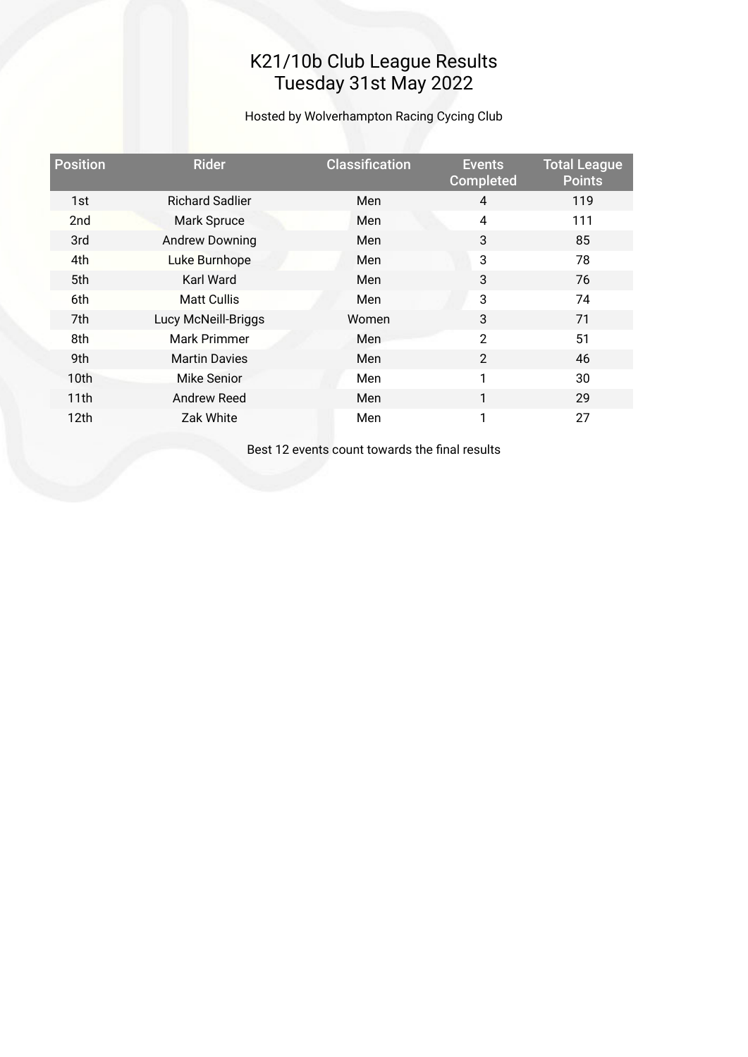# K21/10b Club League Results
## Tuesday 31st May 2022

Hosted by Wolverhampton Racing Cycing Club

| Position | Rider | Classification | Events Completed | Total League Points |
| --- | --- | --- | --- | --- |
| 1st | Richard Sadlier | Men | 4 | 119 |
| 2nd | Mark Spruce | Men | 4 | 111 |
| 3rd | Andrew Downing | Men | 3 | 85 |
| 4th | Luke Burnhope | Men | 3 | 78 |
| 5th | Karl Ward | Men | 3 | 76 |
| 6th | Matt Cullis | Men | 3 | 74 |
| 7th | Lucy McNeill-Briggs | Women | 3 | 71 |
| 8th | Mark Primmer | Men | 2 | 51 |
| 9th | Martin Davies | Men | 2 | 46 |
| 10th | Mike Senior | Men | 1 | 30 |
| 11th | Andrew Reed | Men | 1 | 29 |
| 12th | Zak White | Men | 1 | 27 |

Best 12 events count towards the final results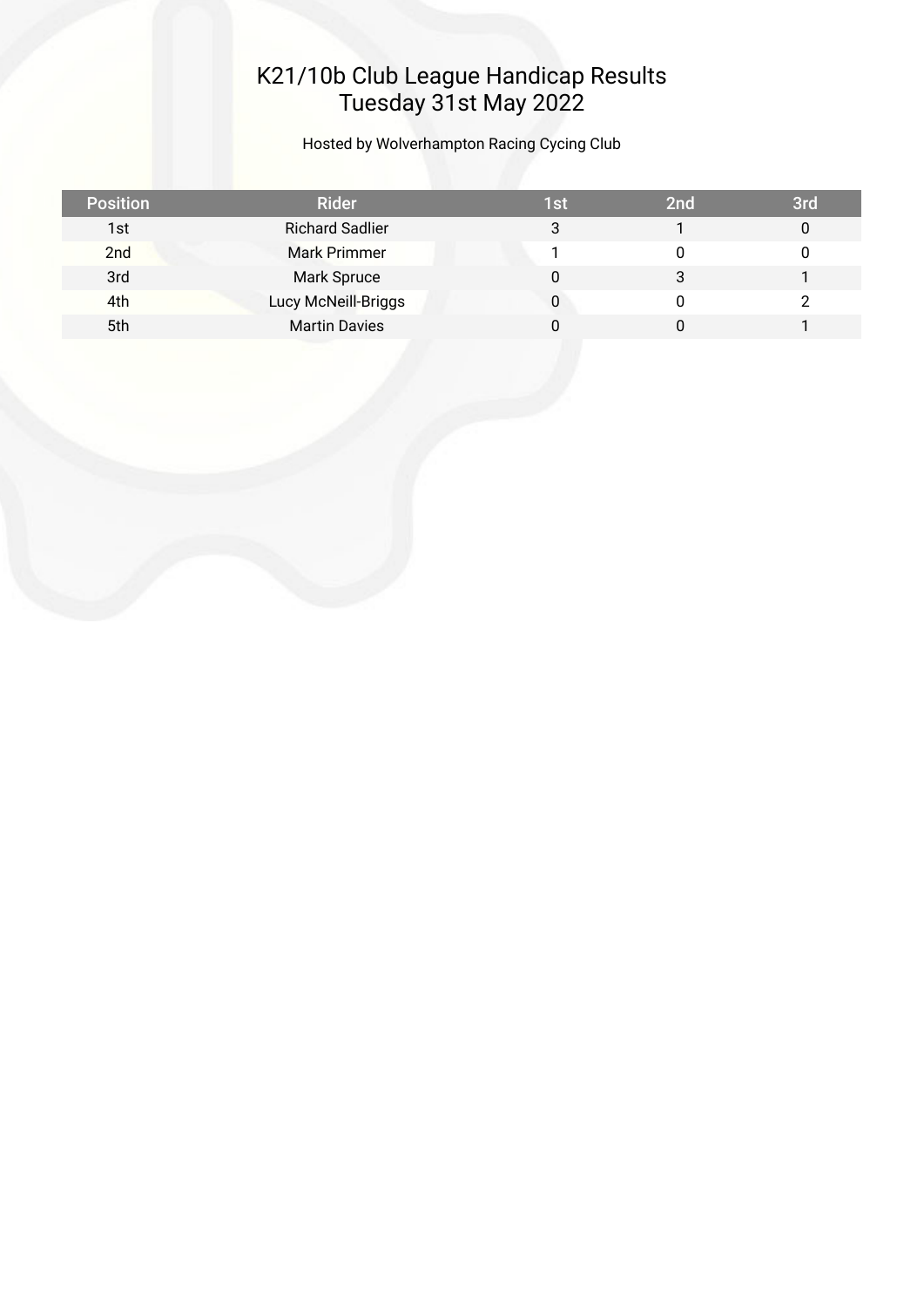# K21/10b Club League Handicap Results
## Tuesday 31st May 2022

Hosted by Wolverhampton Racing Cycing Club

| Position | Rider | 1st | 2nd | 3rd |
|---|---|---|---|---|
| 1st | Richard Sadlier | 3 | 1 | 0 |
| 2nd | Mark Primmer | 1 | 0 | 0 |
| 3rd | Mark Spruce | 0 | 3 | 1 |
| 4th | Lucy McNeill-Briggs | 0 | 0 | 2 |
| 5th | Martin Davies | 0 | 0 | 1 |